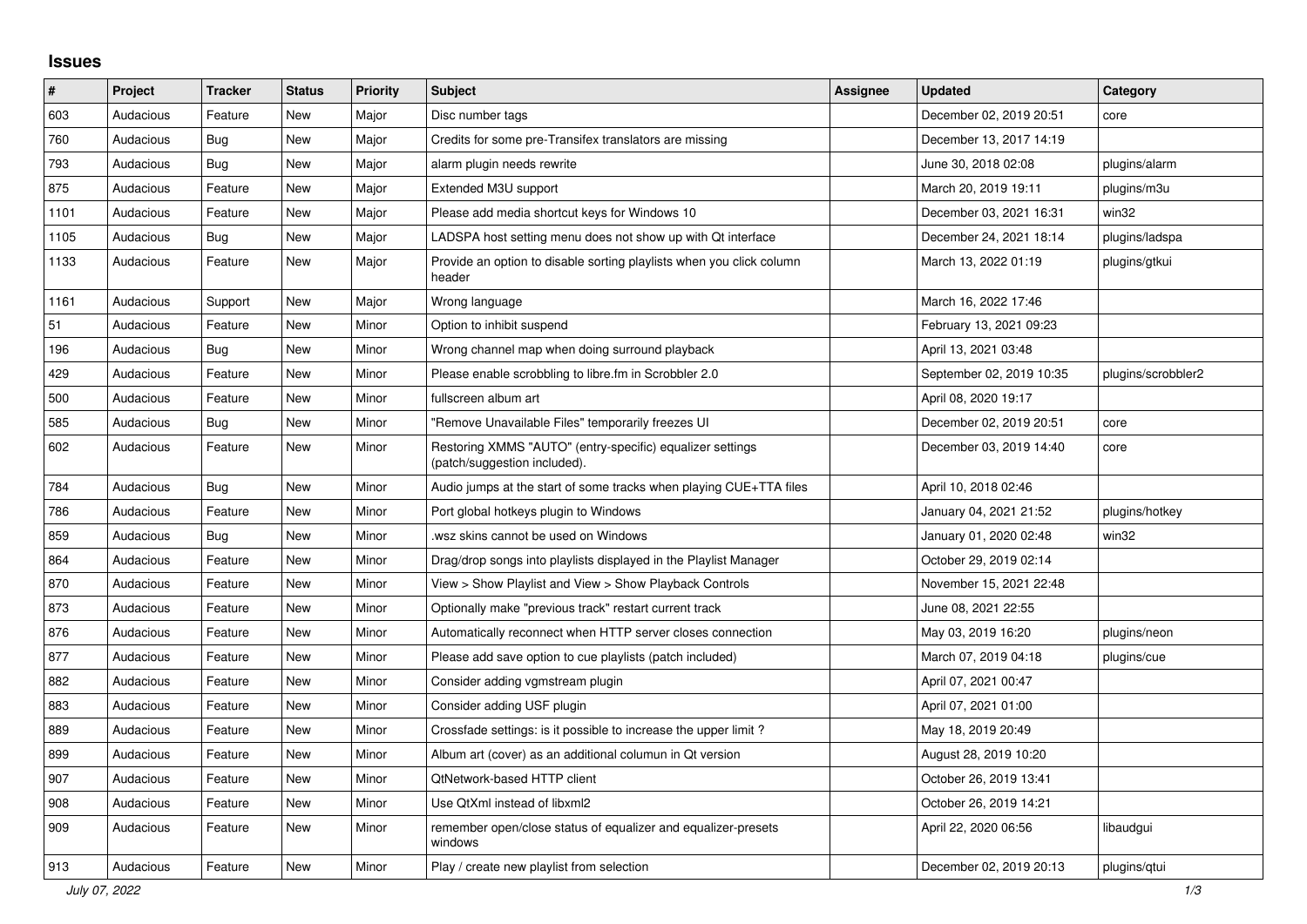# Issues

| # | Project | Tracker | Status | Priority | Subject | Assignee | Updated | Category |
|---|---|---|---|---|---|---|---|---|
| 603 | Audacious | Feature | New | Major | Disc number tags | | December 02, 2019 20:51 | core |
| 760 | Audacious | Bug | New | Major | Credits for some pre-Transifex translators are missing | | December 13, 2017 14:19 | |
| 793 | Audacious | Bug | New | Major | alarm plugin needs rewrite | | June 30, 2018 02:08 | plugins/alarm |
| 875 | Audacious | Feature | New | Major | Extended M3U support | | March 20, 2019 19:11 | plugins/m3u |
| 1101 | Audacious | Feature | New | Major | Please add media shortcut keys for Windows 10 | | December 03, 2021 16:31 | win32 |
| 1105 | Audacious | Bug | New | Major | LADSPA host setting menu does not show up with Qt interface | | December 24, 2021 18:14 | plugins/ladspa |
| 1133 | Audacious | Feature | New | Major | Provide an option to disable sorting playlists when you click column header | | March 13, 2022 01:19 | plugins/gtkui |
| 1161 | Audacious | Support | New | Major | Wrong language | | March 16, 2022 17:46 | |
| 51 | Audacious | Feature | New | Minor | Option to inhibit suspend | | February 13, 2021 09:23 | |
| 196 | Audacious | Bug | New | Minor | Wrong channel map when doing surround playback | | April 13, 2021 03:48 | |
| 429 | Audacious | Feature | New | Minor | Please enable scrobbling to libre.fm in Scrobbler 2.0 | | September 02, 2019 10:35 | plugins/scrobbler2 |
| 500 | Audacious | Feature | New | Minor | fullscreen album art | | April 08, 2020 19:17 | |
| 585 | Audacious | Bug | New | Minor | "Remove Unavailable Files" temporarily freezes UI | | December 02, 2019 20:51 | core |
| 602 | Audacious | Feature | New | Minor | Restoring XMMS "AUTO" (entry-specific) equalizer settings (patch/suggestion included). | | December 03, 2019 14:40 | core |
| 784 | Audacious | Bug | New | Minor | Audio jumps at the start of some tracks when playing CUE+TTA files | | April 10, 2018 02:46 | |
| 786 | Audacious | Feature | New | Minor | Port global hotkeys plugin to Windows | | January 04, 2021 21:52 | plugins/hotkey |
| 859 | Audacious | Bug | New | Minor | .wsz skins cannot be used on Windows | | January 01, 2020 02:48 | win32 |
| 864 | Audacious | Feature | New | Minor | Drag/drop songs into playlists displayed in the Playlist Manager | | October 29, 2019 02:14 | |
| 870 | Audacious | Feature | New | Minor | View > Show Playlist and View > Show Playback Controls | | November 15, 2021 22:48 | |
| 873 | Audacious | Feature | New | Minor | Optionally make "previous track" restart current track | | June 08, 2021 22:55 | |
| 876 | Audacious | Feature | New | Minor | Automatically reconnect when HTTP server closes connection | | May 03, 2019 16:20 | plugins/neon |
| 877 | Audacious | Feature | New | Minor | Please add save option to cue playlists (patch included) | | March 07, 2019 04:18 | plugins/cue |
| 882 | Audacious | Feature | New | Minor | Consider adding vgmstream plugin | | April 07, 2021 00:47 | |
| 883 | Audacious | Feature | New | Minor | Consider adding USF plugin | | April 07, 2021 01:00 | |
| 889 | Audacious | Feature | New | Minor | Crossfade settings: is it possible to increase the upper limit ? | | May 18, 2019 20:49 | |
| 899 | Audacious | Feature | New | Minor | Album art (cover) as an additional columun in Qt version | | August 28, 2019 10:20 | |
| 907 | Audacious | Feature | New | Minor | QtNetwork-based HTTP client | | October 26, 2019 13:41 | |
| 908 | Audacious | Feature | New | Minor | Use QtXml instead of libxml2 | | October 26, 2019 14:21 | |
| 909 | Audacious | Feature | New | Minor | remember open/close status of equalizer and equalizer-presets windows | | April 22, 2020 06:56 | libaudgui |
| 913 | Audacious | Feature | New | Minor | Play / create new playlist from selection | | December 02, 2019 20:13 | plugins/qtui |

*July 07, 2022*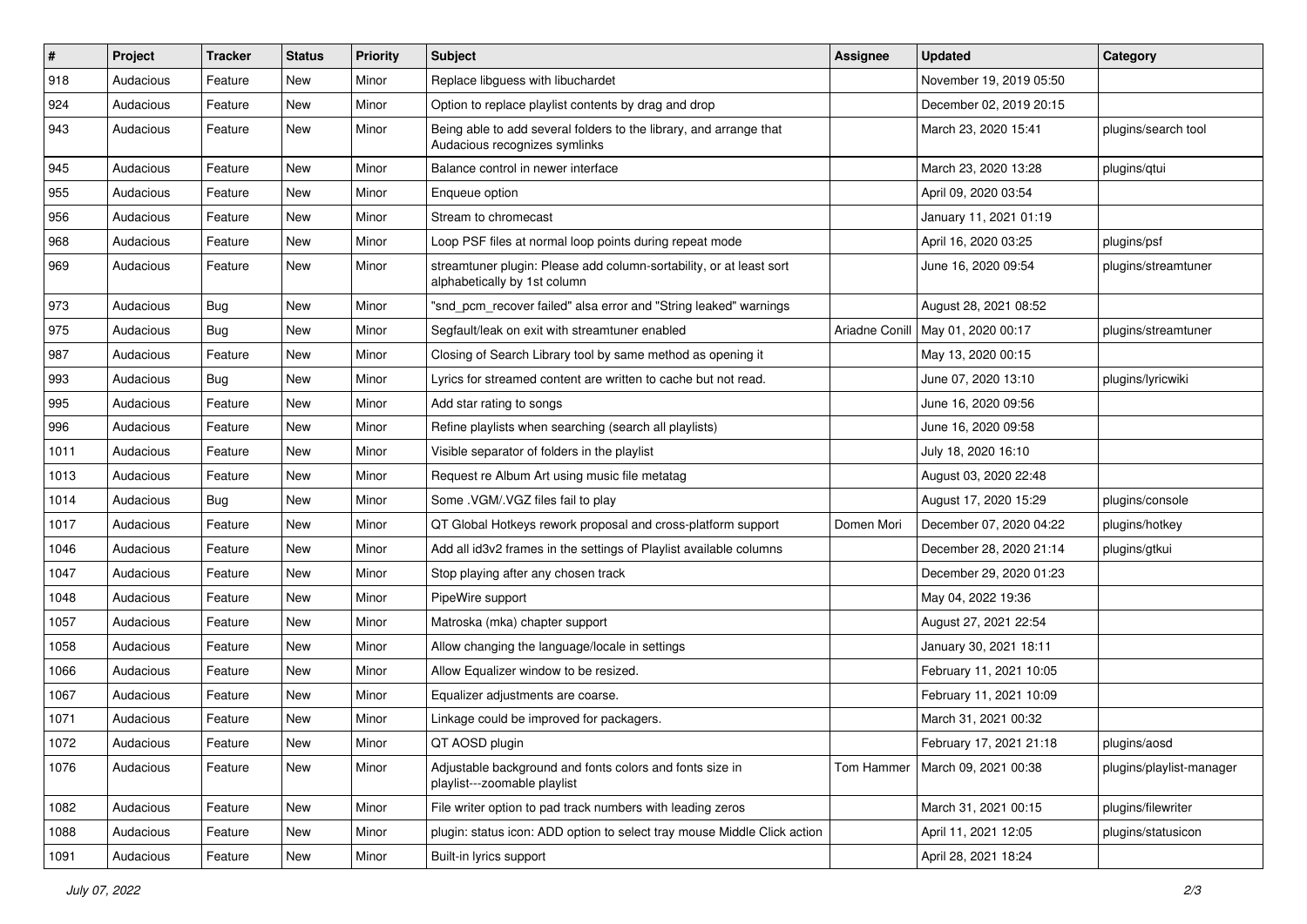| # | Project | Tracker | Status | Priority | Subject | Assignee | Updated | Category |
|---|---|---|---|---|---|---|---|---|
| 918 | Audacious | Feature | New | Minor | Replace libguess with libuchardet | | November 19, 2019 05:50 | |
| 924 | Audacious | Feature | New | Minor | Option to replace playlist contents by drag and drop | | December 02, 2019 20:15 | |
| 943 | Audacious | Feature | New | Minor | Being able to add several folders to the library, and arrange that Audacious recognizes symlinks | | March 23, 2020 15:41 | plugins/search tool |
| 945 | Audacious | Feature | New | Minor | Balance control in newer interface | | March 23, 2020 13:28 | plugins/qtui |
| 955 | Audacious | Feature | New | Minor | Enqueue option | | April 09, 2020 03:54 | |
| 956 | Audacious | Feature | New | Minor | Stream to chromecast | | January 11, 2021 01:19 | |
| 968 | Audacious | Feature | New | Minor | Loop PSF files at normal loop points during repeat mode | | April 16, 2020 03:25 | plugins/psf |
| 969 | Audacious | Feature | New | Minor | streamtuner plugin: Please add column-sortability, or at least sort alphabetically by 1st column | | June 16, 2020 09:54 | plugins/streamtuner |
| 973 | Audacious | Bug | New | Minor | "snd_pcm_recover failed" alsa error and "String leaked" warnings | | August 28, 2021 08:52 | |
| 975 | Audacious | Bug | New | Minor | Segfault/leak on exit with streamtuner enabled | Ariadne Conill | May 01, 2020 00:17 | plugins/streamtuner |
| 987 | Audacious | Feature | New | Minor | Closing of Search Library tool by same method as opening it | | May 13, 2020 00:15 | |
| 993 | Audacious | Bug | New | Minor | Lyrics for streamed content are written to cache but not read. | | June 07, 2020 13:10 | plugins/lyricwiki |
| 995 | Audacious | Feature | New | Minor | Add star rating to songs | | June 16, 2020 09:56 | |
| 996 | Audacious | Feature | New | Minor | Refine playlists when searching (search all playlists) | | June 16, 2020 09:58 | |
| 1011 | Audacious | Feature | New | Minor | Visible separator of folders in the playlist | | July 18, 2020 16:10 | |
| 1013 | Audacious | Feature | New | Minor | Request re Album Art using music file metatag | | August 03, 2020 22:48 | |
| 1014 | Audacious | Bug | New | Minor | Some .VGM/.VGZ files fail to play | | August 17, 2020 15:29 | plugins/console |
| 1017 | Audacious | Feature | New | Minor | QT Global Hotkeys rework proposal and cross-platform support | Domen Mori | December 07, 2020 04:22 | plugins/hotkey |
| 1046 | Audacious | Feature | New | Minor | Add all id3v2 frames in the settings of Playlist available columns | | December 28, 2020 21:14 | plugins/gtkui |
| 1047 | Audacious | Feature | New | Minor | Stop playing after any chosen track | | December 29, 2020 01:23 | |
| 1048 | Audacious | Feature | New | Minor | PipeWire support | | May 04, 2022 19:36 | |
| 1057 | Audacious | Feature | New | Minor | Matroska (mka) chapter support | | August 27, 2021 22:54 | |
| 1058 | Audacious | Feature | New | Minor | Allow changing the language/locale in settings | | January 30, 2021 18:11 | |
| 1066 | Audacious | Feature | New | Minor | Allow Equalizer window to be resized. | | February 11, 2021 10:05 | |
| 1067 | Audacious | Feature | New | Minor | Equalizer adjustments are coarse. | | February 11, 2021 10:09 | |
| 1071 | Audacious | Feature | New | Minor | Linkage could be improved for packagers. | | March 31, 2021 00:32 | |
| 1072 | Audacious | Feature | New | Minor | QT AOSD plugin | | February 17, 2021 21:18 | plugins/aosd |
| 1076 | Audacious | Feature | New | Minor | Adjustable background and fonts colors and fonts size in playlist---zoomable playlist | Tom Hammer | March 09, 2021 00:38 | plugins/playlist-manager |
| 1082 | Audacious | Feature | New | Minor | File writer option to pad track numbers with leading zeros | | March 31, 2021 00:15 | plugins/filewriter |
| 1088 | Audacious | Feature | New | Minor | plugin: status icon: ADD option to select tray mouse Middle Click action | | April 11, 2021 12:05 | plugins/statusicon |
| 1091 | Audacious | Feature | New | Minor | Built-in lyrics support | | April 28, 2021 18:24 | |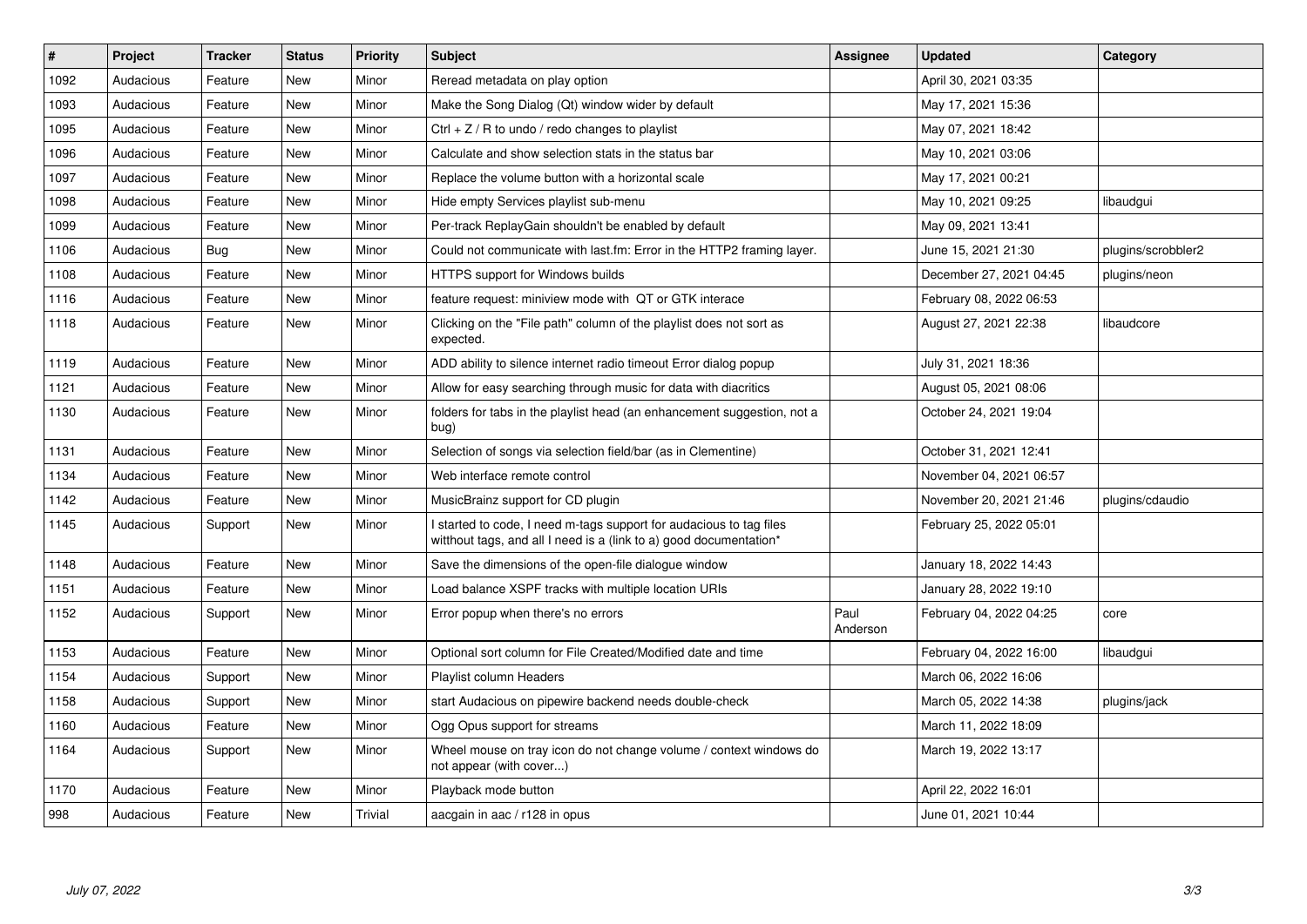| # | Project | Tracker | Status | Priority | Subject | Assignee | Updated | Category |
|---|---|---|---|---|---|---|---|---|
| 1092 | Audacious | Feature | New | Minor | Reread metadata on play option | | April 30, 2021 03:35 | |
| 1093 | Audacious | Feature | New | Minor | Make the Song Dialog (Qt) window wider by default | | May 17, 2021 15:36 | |
| 1095 | Audacious | Feature | New | Minor | Ctrl + Z / R to undo / redo changes to playlist | | May 07, 2021 18:42 | |
| 1096 | Audacious | Feature | New | Minor | Calculate and show selection stats in the status bar | | May 10, 2021 03:06 | |
| 1097 | Audacious | Feature | New | Minor | Replace the volume button with a horizontal scale | | May 17, 2021 00:21 | |
| 1098 | Audacious | Feature | New | Minor | Hide empty Services playlist sub-menu | | May 10, 2021 09:25 | libaudgui |
| 1099 | Audacious | Feature | New | Minor | Per-track ReplayGain shouldn't be enabled by default | | May 09, 2021 13:41 | |
| 1106 | Audacious | Bug | New | Minor | Could not communicate with last.fm: Error in the HTTP2 framing layer. | | June 15, 2021 21:30 | plugins/scrobbler2 |
| 1108 | Audacious | Feature | New | Minor | HTTPS support for Windows builds | | December 27, 2021 04:45 | plugins/neon |
| 1116 | Audacious | Feature | New | Minor | feature request: miniview mode with QT or GTK interace | | February 08, 2022 06:53 | |
| 1118 | Audacious | Feature | New | Minor | Clicking on the "File path" column of the playlist does not sort as expected. | | August 27, 2021 22:38 | libaudcore |
| 1119 | Audacious | Feature | New | Minor | ADD ability to silence internet radio timeout Error dialog popup | | July 31, 2021 18:36 | |
| 1121 | Audacious | Feature | New | Minor | Allow for easy searching through music for data with diacritics | | August 05, 2021 08:06 | |
| 1130 | Audacious | Feature | New | Minor | folders for tabs in the playlist head (an enhancement suggestion, not a bug) | | October 24, 2021 19:04 | |
| 1131 | Audacious | Feature | New | Minor | Selection of songs via selection field/bar (as in Clementine) | | October 31, 2021 12:41 | |
| 1134 | Audacious | Feature | New | Minor | Web interface remote control | | November 04, 2021 06:57 | |
| 1142 | Audacious | Feature | New | Minor | MusicBrainz support for CD plugin | | November 20, 2021 21:46 | plugins/cdaudio |
| 1145 | Audacious | Support | New | Minor | I started to code, I need m-tags support for audacious to tag files witthout tags, and all I need is a (link to a) good documentation* | | February 25, 2022 05:01 | |
| 1148 | Audacious | Feature | New | Minor | Save the dimensions of the open-file dialogue window | | January 18, 2022 14:43 | |
| 1151 | Audacious | Feature | New | Minor | Load balance XSPF tracks with multiple location URIs | | January 28, 2022 19:10 | |
| 1152 | Audacious | Support | New | Minor | Error popup when there's no errors | Paul Anderson | February 04, 2022 04:25 | core |
| 1153 | Audacious | Feature | New | Minor | Optional sort column for File Created/Modified date and time | | February 04, 2022 16:00 | libaudgui |
| 1154 | Audacious | Support | New | Minor | Playlist column Headers | | March 06, 2022 16:06 | |
| 1158 | Audacious | Support | New | Minor | start Audacious on pipewire backend needs double-check | | March 05, 2022 14:38 | plugins/jack |
| 1160 | Audacious | Feature | New | Minor | Ogg Opus support for streams | | March 11, 2022 18:09 | |
| 1164 | Audacious | Support | New | Minor | Wheel mouse on tray icon do not change volume / context windows do not appear (with cover...) | | March 19, 2022 13:17 | |
| 1170 | Audacious | Feature | New | Minor | Playback mode button | | April 22, 2022 16:01 | |
| 998 | Audacious | Feature | New | Trivial | aacgain in aac / r128 in opus | | June 01, 2021 10:44 | |

*July 07, 2022*